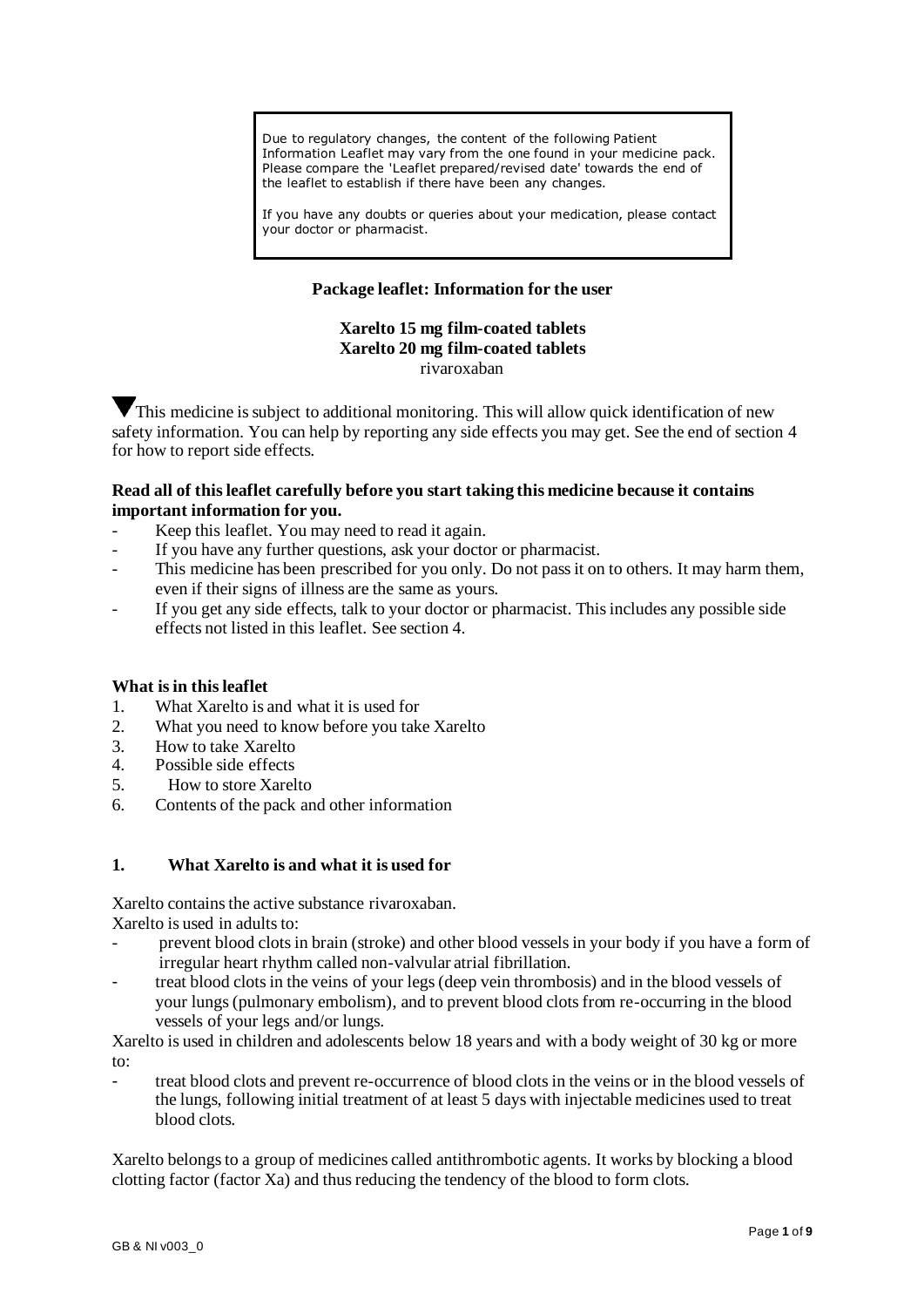> Due to regulatory changes, the content of the following Patient Information Leaflet may vary from the one found in your medicine pack. Please compare the 'Leaflet prepared/revised date' towards the end of the leaflet to establish if there have been any changes.
>
> If you have any doubts or queries about your medication, please contact your doctor or pharmacist.

**Package leaflet: Information for the user**

**Xarelto 15 mg film-coated tablets**
**Xarelto 20 mg film-coated tablets**
rivaroxaban

▼This medicine is subject to additional monitoring. This will allow quick identification of new safety information. You can help by reporting any side effects you may get. See the end of section 4 for how to report side effects.

**Read all of this leaflet carefully before you start taking this medicine because it contains important information for you.**

- Keep this leaflet. You may need to read it again.
- If you have any further questions, ask your doctor or pharmacist.
- This medicine has been prescribed for you only. Do not pass it on to others. It may harm them, even if their signs of illness are the same as yours.
- If you get any side effects, talk to your doctor or pharmacist. This includes any possible side effects not listed in this leaflet. See section 4.

**What is in this leaflet**

1. What Xarelto is and what it is used for
2. What you need to know before you take Xarelto
3. How to take Xarelto
4. Possible side effects
5. How to store Xarelto
6. Contents of the pack and other information

## 1. What Xarelto is and what it is used for

Xarelto contains the active substance rivaroxaban.
Xarelto is used in adults to:

- prevent blood clots in brain (stroke) and other blood vessels in your body if you have a form of irregular heart rhythm called non-valvular atrial fibrillation.
- treat blood clots in the veins of your legs (deep vein thrombosis) and in the blood vessels of your lungs (pulmonary embolism), and to prevent blood clots from re-occurring in the blood vessels of your legs and/or lungs.

Xarelto is used in children and adolescents below 18 years and with a body weight of 30 kg or more to:

- treat blood clots and prevent re-occurrence of blood clots in the veins or in the blood vessels of the lungs, following initial treatment of at least 5 days with injectable medicines used to treat blood clots.

Xarelto belongs to a group of medicines called antithrombotic agents. It works by blocking a blood clotting factor (factor Xa) and thus reducing the tendency of the blood to form clots.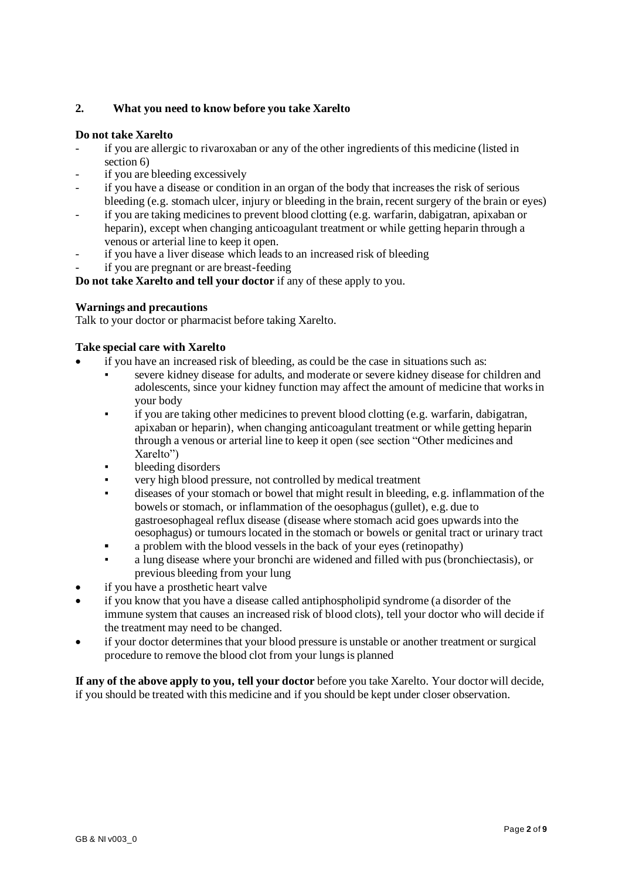## 2. What you need to know before you take Xarelto

**Do not take Xarelto**

- if you are allergic to rivaroxaban or any of the other ingredients of this medicine (listed in section 6)
- if you are bleeding excessively
- if you have a disease or condition in an organ of the body that increases the risk of serious bleeding (e.g. stomach ulcer, injury or bleeding in the brain, recent surgery of the brain or eyes)
- if you are taking medicines to prevent blood clotting (e.g. warfarin, dabigatran, apixaban or heparin), except when changing anticoagulant treatment or while getting heparin through a venous or arterial line to keep it open.
- if you have a liver disease which leads to an increased risk of bleeding
- if you are pregnant or are breast-feeding

**Do not take Xarelto and tell your doctor** if any of these apply to you.

**Warnings and precautions**

Talk to your doctor or pharmacist before taking Xarelto.

**Take special care with Xarelto**

- if you have an increased risk of bleeding, as could be the case in situations such as:
  - severe kidney disease for adults, and moderate or severe kidney disease for children and adolescents, since your kidney function may affect the amount of medicine that works in your body
  - if you are taking other medicines to prevent blood clotting (e.g. warfarin, dabigatran, apixaban or heparin), when changing anticoagulant treatment or while getting heparin through a venous or arterial line to keep it open (see section "Other medicines and Xarelto")
  - bleeding disorders
  - very high blood pressure, not controlled by medical treatment
  - diseases of your stomach or bowel that might result in bleeding, e.g. inflammation of the bowels or stomach, or inflammation of the oesophagus (gullet), e.g. due to gastroesophageal reflux disease (disease where stomach acid goes upwards into the oesophagus) or tumours located in the stomach or bowels or genital tract or urinary tract
  - a problem with the blood vessels in the back of your eyes (retinopathy)
  - a lung disease where your bronchi are widened and filled with pus (bronchiectasis), or previous bleeding from your lung
- if you have a prosthetic heart valve
- if you know that you have a disease called antiphospholipid syndrome (a disorder of the immune system that causes an increased risk of blood clots), tell your doctor who will decide if the treatment may need to be changed.
- if your doctor determines that your blood pressure is unstable or another treatment or surgical procedure to remove the blood clot from your lungs is planned

**If any of the above apply to you, tell your doctor** before you take Xarelto. Your doctor will decide, if you should be treated with this medicine and if you should be kept under closer observation.

GB & NI v003_0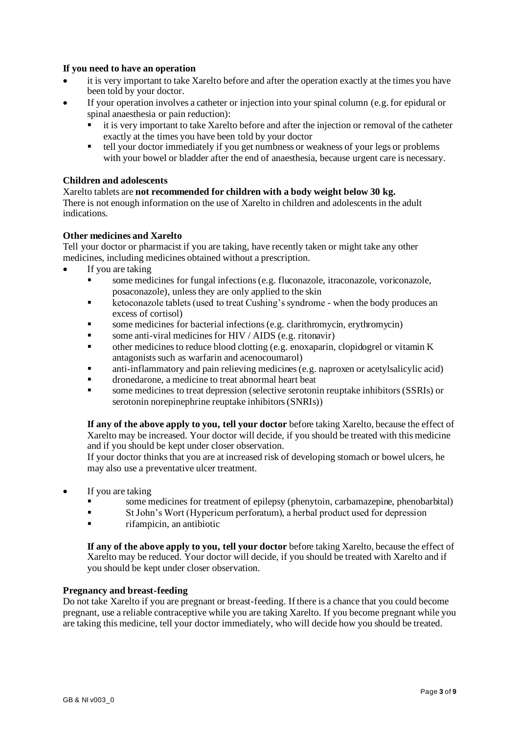**If you need to have an operation**

- it is very important to take Xarelto before and after the operation exactly at the times you have been told by your doctor.
- If your operation involves a catheter or injection into your spinal column (e.g. for epidural or spinal anaesthesia or pain reduction):
  - it is very important to take Xarelto before and after the injection or removal of the catheter exactly at the times you have been told by your doctor
  - tell your doctor immediately if you get numbness or weakness of your legs or problems with your bowel or bladder after the end of anaesthesia, because urgent care is necessary.

**Children and adolescents**

Xarelto tablets are **not recommended for children with a body weight below 30 kg.**
There is not enough information on the use of Xarelto in children and adolescents in the adult indications.

**Other medicines and Xarelto**

Tell your doctor or pharmacist if you are taking, have recently taken or might take any other medicines, including medicines obtained without a prescription.

- If you are taking
  - some medicines for fungal infections (e.g. fluconazole, itraconazole, voriconazole, posaconazole), unless they are only applied to the skin
  - ketoconazole tablets (used to treat Cushing's syndrome - when the body produces an excess of cortisol)
  - some medicines for bacterial infections (e.g. clarithromycin, erythromycin)
  - some anti-viral medicines for HIV / AIDS (e.g. ritonavir)
  - other medicines to reduce blood clotting (e.g. enoxaparin, clopidogrel or vitamin K antagonists such as warfarin and acenocoumarol)
  - anti-inflammatory and pain relieving medicines (e.g. naproxen or acetylsalicylic acid)
  - dronedarone, a medicine to treat abnormal heart beat
  - some medicines to treat depression (selective serotonin reuptake inhibitors (SSRIs) or serotonin norepinephrine reuptake inhibitors (SNRIs))

  **If any of the above apply to you, tell your doctor** before taking Xarelto, because the effect of Xarelto may be increased. Your doctor will decide, if you should be treated with this medicine and if you should be kept under closer observation.
  If your doctor thinks that you are at increased risk of developing stomach or bowel ulcers, he may also use a preventative ulcer treatment.

- If you are taking
  - some medicines for treatment of epilepsy (phenytoin, carbamazepine, phenobarbital)
  - St John's Wort (Hypericum perforatum), a herbal product used for depression
  - rifampicin, an antibiotic

  **If any of the above apply to you, tell your doctor** before taking Xarelto, because the effect of Xarelto may be reduced. Your doctor will decide, if you should be treated with Xarelto and if you should be kept under closer observation.

**Pregnancy and breast-feeding**

Do not take Xarelto if you are pregnant or breast-feeding. If there is a chance that you could become pregnant, use a reliable contraceptive while you are taking Xarelto. If you become pregnant while you are taking this medicine, tell your doctor immediately, who will decide how you should be treated.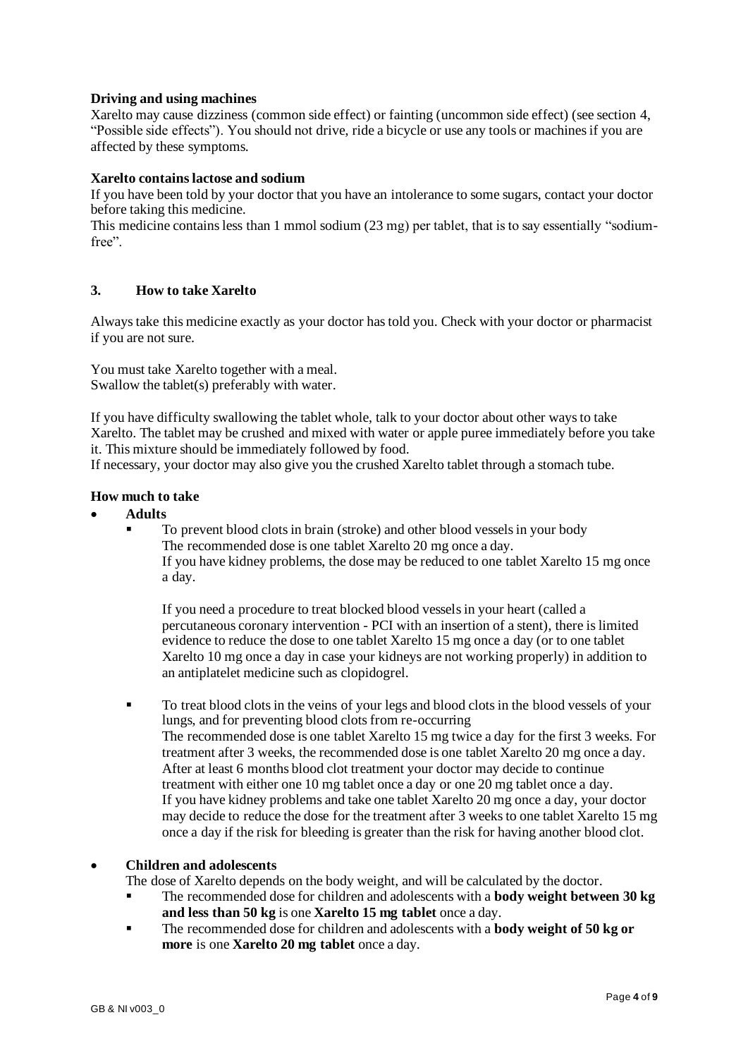**Driving and using machines**

Xarelto may cause dizziness (common side effect) or fainting (uncommon side effect) (see section 4, "Possible side effects"). You should not drive, ride a bicycle or use any tools or machines if you are affected by these symptoms.

**Xarelto contains lactose and sodium**

If you have been told by your doctor that you have an intolerance to some sugars, contact your doctor before taking this medicine.
This medicine contains less than 1 mmol sodium (23 mg) per tablet, that is to say essentially "sodium-free".

## 3. How to take Xarelto

Always take this medicine exactly as your doctor has told you. Check with your doctor or pharmacist if you are not sure.

You must take Xarelto together with a meal.
Swallow the tablet(s) preferably with water.

If you have difficulty swallowing the tablet whole, talk to your doctor about other ways to take Xarelto. The tablet may be crushed and mixed with water or apple puree immediately before you take it. This mixture should be immediately followed by food.
If necessary, your doctor may also give you the crushed Xarelto tablet through a stomach tube.

**How much to take**

- **Adults**
  - To prevent blood clots in brain (stroke) and other blood vessels in your body
    The recommended dose is one tablet Xarelto 20 mg once a day.
    If you have kidney problems, the dose may be reduced to one tablet Xarelto 15 mg once a day.

    If you need a procedure to treat blocked blood vessels in your heart (called a percutaneous coronary intervention - PCI with an insertion of a stent), there is limited evidence to reduce the dose to one tablet Xarelto 15 mg once a day (or to one tablet Xarelto 10 mg once a day in case your kidneys are not working properly) in addition to an antiplatelet medicine such as clopidogrel.

  - To treat blood clots in the veins of your legs and blood clots in the blood vessels of your lungs, and for preventing blood clots from re-occurring
    The recommended dose is one tablet Xarelto 15 mg twice a day for the first 3 weeks. For treatment after 3 weeks, the recommended dose is one tablet Xarelto 20 mg once a day.
    After at least 6 months blood clot treatment your doctor may decide to continue treatment with either one 10 mg tablet once a day or one 20 mg tablet once a day.
    If you have kidney problems and take one tablet Xarelto 20 mg once a day, your doctor may decide to reduce the dose for the treatment after 3 weeks to one tablet Xarelto 15 mg once a day if the risk for bleeding is greater than the risk for having another blood clot.

- **Children and adolescents**
  The dose of Xarelto depends on the body weight, and will be calculated by the doctor.
  - The recommended dose for children and adolescents with a **body weight between 30 kg and less than 50 kg** is one **Xarelto 15 mg tablet** once a day.
  - The recommended dose for children and adolescents with a **body weight of 50 kg or more** is one **Xarelto 20 mg tablet** once a day.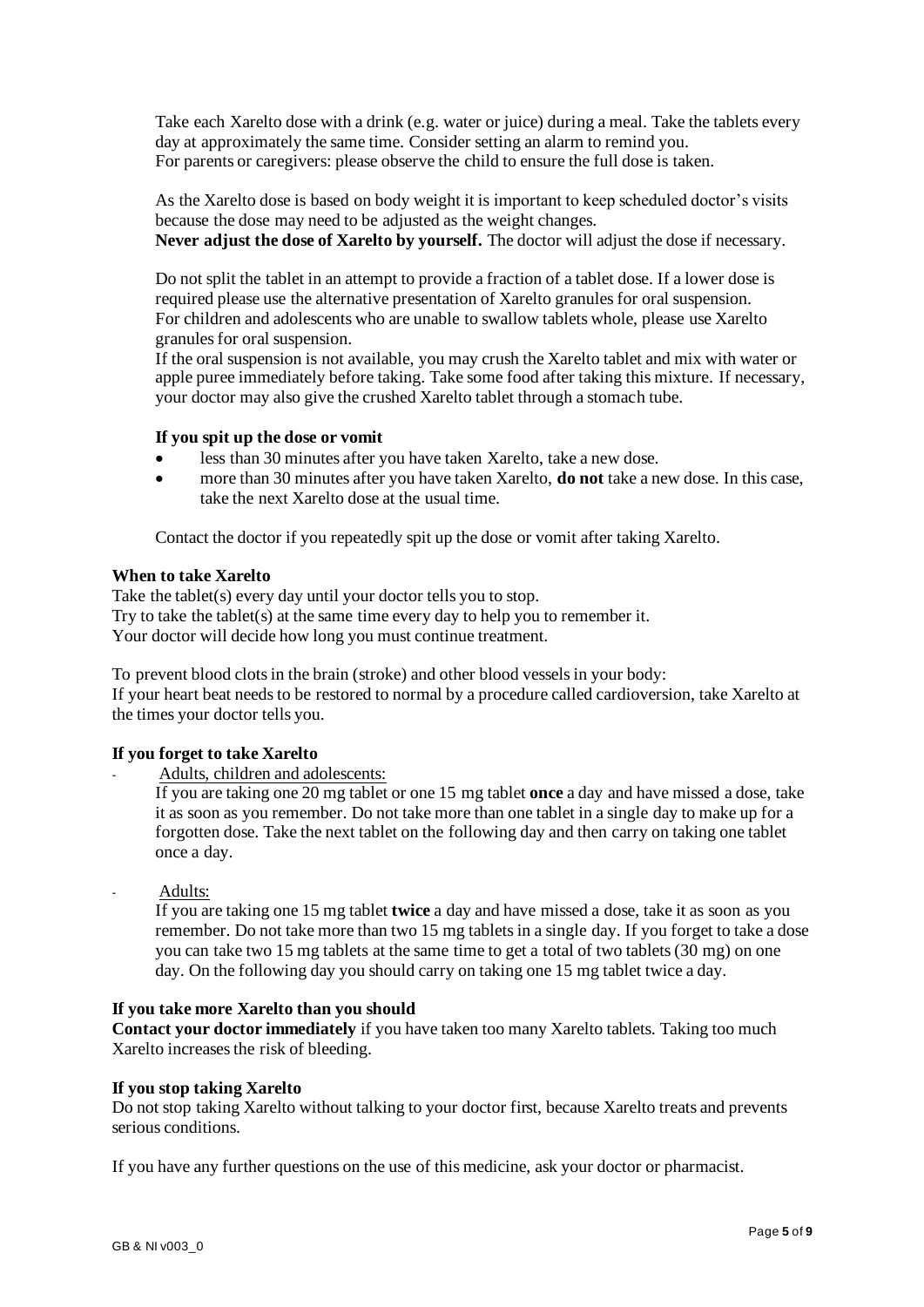Take each Xarelto dose with a drink (e.g. water or juice) during a meal. Take the tablets every day at approximately the same time. Consider setting an alarm to remind you.
For parents or caregivers: please observe the child to ensure the full dose is taken.

As the Xarelto dose is based on body weight it is important to keep scheduled doctor's visits because the dose may need to be adjusted as the weight changes.
**Never adjust the dose of Xarelto by yourself.** The doctor will adjust the dose if necessary.

Do not split the tablet in an attempt to provide a fraction of a tablet dose. If a lower dose is required please use the alternative presentation of Xarelto granules for oral suspension.
For children and adolescents who are unable to swallow tablets whole, please use Xarelto granules for oral suspension.
If the oral suspension is not available, you may crush the Xarelto tablet and mix with water or apple puree immediately before taking. Take some food after taking this mixture. If necessary, your doctor may also give the crushed Xarelto tablet through a stomach tube.

**If you spit up the dose or vomit**

- less than 30 minutes after you have taken Xarelto, take a new dose.
- more than 30 minutes after you have taken Xarelto, **do not** take a new dose. In this case, take the next Xarelto dose at the usual time.

Contact the doctor if you repeatedly spit up the dose or vomit after taking Xarelto.

**When to take Xarelto**

Take the tablet(s) every day until your doctor tells you to stop.
Try to take the tablet(s) at the same time every day to help you to remember it.
Your doctor will decide how long you must continue treatment.

To prevent blood clots in the brain (stroke) and other blood vessels in your body:
If your heart beat needs to be restored to normal by a procedure called cardioversion, take Xarelto at the times your doctor tells you.

**If you forget to take Xarelto**

- Adults, children and adolescents:
  If you are taking one 20 mg tablet or one 15 mg tablet **once** a day and have missed a dose, take it as soon as you remember. Do not take more than one tablet in a single day to make up for a forgotten dose. Take the next tablet on the following day and then carry on taking one tablet once a day.

- Adults:
  If you are taking one 15 mg tablet **twice** a day and have missed a dose, take it as soon as you remember. Do not take more than two 15 mg tablets in a single day. If you forget to take a dose you can take two 15 mg tablets at the same time to get a total of two tablets (30 mg) on one day. On the following day you should carry on taking one 15 mg tablet twice a day.

**If you take more Xarelto than you should**

**Contact your doctor immediately** if you have taken too many Xarelto tablets. Taking too much Xarelto increases the risk of bleeding.

**If you stop taking Xarelto**

Do not stop taking Xarelto without talking to your doctor first, because Xarelto treats and prevents serious conditions.

If you have any further questions on the use of this medicine, ask your doctor or pharmacist.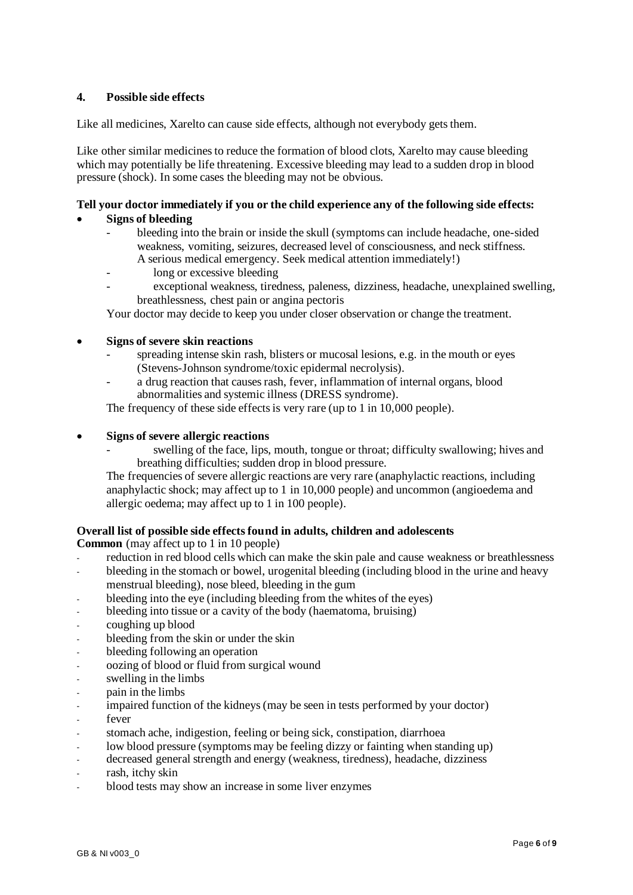## 4. Possible side effects

Like all medicines, Xarelto can cause side effects, although not everybody gets them.

Like other similar medicines to reduce the formation of blood clots, Xarelto may cause bleeding which may potentially be life threatening. Excessive bleeding may lead to a sudden drop in blood pressure (shock). In some cases the bleeding may not be obvious.

**Tell your doctor immediately if you or the child experience any of the following side effects:**

- **Signs of bleeding**
  - bleeding into the brain or inside the skull (symptoms can include headache, one-sided weakness, vomiting, seizures, decreased level of consciousness, and neck stiffness. A serious medical emergency. Seek medical attention immediately!)
  - long or excessive bleeding
  - exceptional weakness, tiredness, paleness, dizziness, headache, unexplained swelling, breathlessness, chest pain or angina pectoris

  Your doctor may decide to keep you under closer observation or change the treatment.

- **Signs of severe skin reactions**
  - spreading intense skin rash, blisters or mucosal lesions, e.g. in the mouth or eyes (Stevens-Johnson syndrome/toxic epidermal necrolysis).
  - a drug reaction that causes rash, fever, inflammation of internal organs, blood abnormalities and systemic illness (DRESS syndrome).

  The frequency of these side effects is very rare (up to 1 in 10,000 people).

- **Signs of severe allergic reactions**
  - swelling of the face, lips, mouth, tongue or throat; difficulty swallowing; hives and breathing difficulties; sudden drop in blood pressure.

  The frequencies of severe allergic reactions are very rare (anaphylactic reactions, including anaphylactic shock; may affect up to 1 in 10,000 people) and uncommon (angioedema and allergic oedema; may affect up to 1 in 100 people).

**Overall list of possible side effects found in adults, children and adolescents**

**Common** (may affect up to 1 in 10 people)

- reduction in red blood cells which can make the skin pale and cause weakness or breathlessness
- bleeding in the stomach or bowel, urogenital bleeding (including blood in the urine and heavy menstrual bleeding), nose bleed, bleeding in the gum
- bleeding into the eye (including bleeding from the whites of the eyes)
- bleeding into tissue or a cavity of the body (haematoma, bruising)
- coughing up blood
- bleeding from the skin or under the skin
- bleeding following an operation
- oozing of blood or fluid from surgical wound
- swelling in the limbs
- pain in the limbs
- impaired function of the kidneys (may be seen in tests performed by your doctor)
- fever
- stomach ache, indigestion, feeling or being sick, constipation, diarrhoea
- low blood pressure (symptoms may be feeling dizzy or fainting when standing up)
- decreased general strength and energy (weakness, tiredness), headache, dizziness
- rash, itchy skin
- blood tests may show an increase in some liver enzymes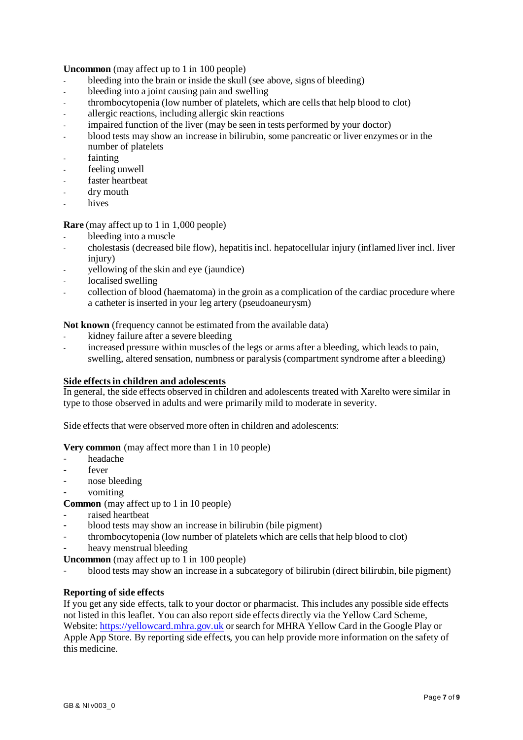**Uncommon** (may affect up to 1 in 100 people)

- bleeding into the brain or inside the skull (see above, signs of bleeding)
- bleeding into a joint causing pain and swelling
- thrombocytopenia (low number of platelets, which are cells that help blood to clot)
- allergic reactions, including allergic skin reactions
- impaired function of the liver (may be seen in tests performed by your doctor)
- blood tests may show an increase in bilirubin, some pancreatic or liver enzymes or in the number of platelets
- fainting
- feeling unwell
- faster heartbeat
- dry mouth
- hives

**Rare** (may affect up to 1 in 1,000 people)

- bleeding into a muscle
- cholestasis (decreased bile flow), hepatitis incl. hepatocellular injury (inflamed liver incl. liver injury)
- yellowing of the skin and eye (jaundice)
- localised swelling
- collection of blood (haematoma) in the groin as a complication of the cardiac procedure where a catheter is inserted in your leg artery (pseudoaneurysm)

**Not known** (frequency cannot be estimated from the available data)

- kidney failure after a severe bleeding
- increased pressure within muscles of the legs or arms after a bleeding, which leads to pain, swelling, altered sensation, numbness or paralysis (compartment syndrome after a bleeding)

**Side effects in children and adolescents**

In general, the side effects observed in children and adolescents treated with Xarelto were similar in type to those observed in adults and were primarily mild to moderate in severity.

Side effects that were observed more often in children and adolescents:

**Very common** (may affect more than 1 in 10 people)

- headache
- fever
- nose bleeding
- vomiting

**Common** (may affect up to 1 in 10 people)

- raised heartbeat
- blood tests may show an increase in bilirubin (bile pigment)
- thrombocytopenia (low number of platelets which are cells that help blood to clot)
- heavy menstrual bleeding

**Uncommon** (may affect up to 1 in 100 people)

- blood tests may show an increase in a subcategory of bilirubin (direct bilirubin, bile pigment)

**Reporting of side effects**

If you get any side effects, talk to your doctor or pharmacist. This includes any possible side effects not listed in this leaflet. You can also report side effects directly via the Yellow Card Scheme, Website: [https://yellowcard.mhra.gov.uk](https://yellowcard.mhra.gov.uk) or search for MHRA Yellow Card in the Google Play or Apple App Store. By reporting side effects, you can help provide more information on the safety of this medicine.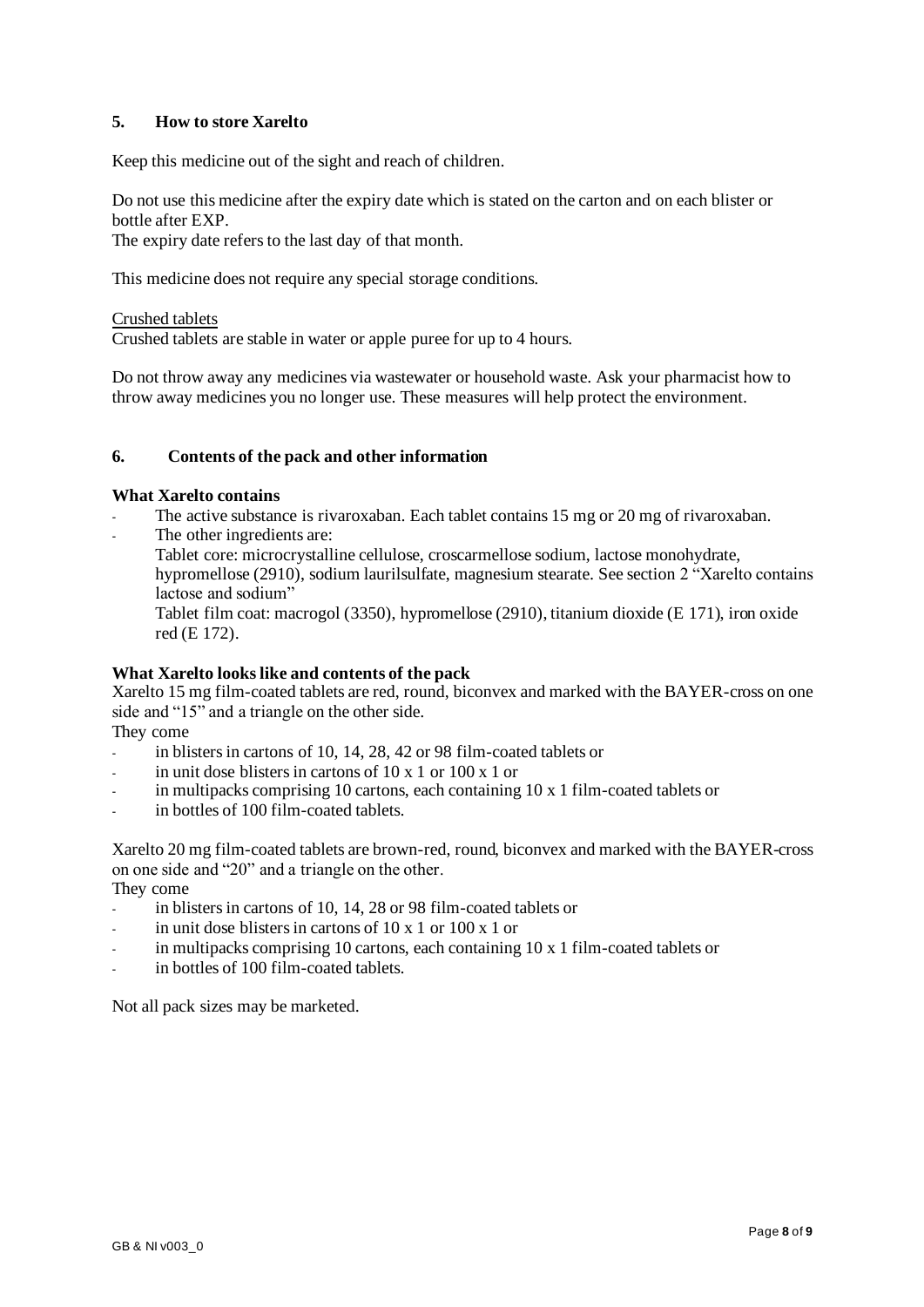## 5. How to store Xarelto

Keep this medicine out of the sight and reach of children.

Do not use this medicine after the expiry date which is stated on the carton and on each blister or bottle after EXP.
The expiry date refers to the last day of that month.

This medicine does not require any special storage conditions.

Crushed tablets
Crushed tablets are stable in water or apple puree for up to 4 hours.

Do not throw away any medicines via wastewater or household waste. Ask your pharmacist how to throw away medicines you no longer use. These measures will help protect the environment.

## 6. Contents of the pack and other information

**What Xarelto contains**

- The active substance is rivaroxaban. Each tablet contains 15 mg or 20 mg of rivaroxaban.
- The other ingredients are:
  Tablet core: microcrystalline cellulose, croscarmellose sodium, lactose monohydrate, hypromellose (2910), sodium laurilsulfate, magnesium stearate. See section 2 "Xarelto contains lactose and sodium"
  Tablet film coat: macrogol (3350), hypromellose (2910), titanium dioxide (E 171), iron oxide red (E 172).

**What Xarelto looks like and contents of the pack**

Xarelto 15 mg film-coated tablets are red, round, biconvex and marked with the BAYER-cross on one side and "15" and a triangle on the other side.
They come

- in blisters in cartons of 10, 14, 28, 42 or 98 film-coated tablets or
- in unit dose blisters in cartons of 10 x 1 or 100 x 1 or
- in multipacks comprising 10 cartons, each containing 10 x 1 film-coated tablets or
- in bottles of 100 film-coated tablets.

Xarelto 20 mg film-coated tablets are brown-red, round, biconvex and marked with the BAYER-cross on one side and "20" and a triangle on the other.
They come

- in blisters in cartons of 10, 14, 28 or 98 film-coated tablets or
- in unit dose blisters in cartons of 10 x 1 or 100 x 1 or
- in multipacks comprising 10 cartons, each containing 10 x 1 film-coated tablets or
- in bottles of 100 film-coated tablets.

Not all pack sizes may be marketed.

GB & NI v003_0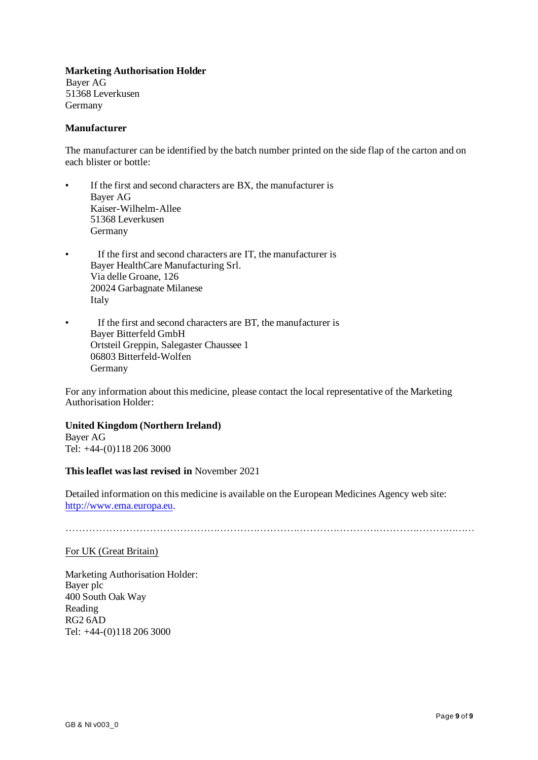**Marketing Authorisation Holder**
Bayer AG
51368 Leverkusen
Germany

**Manufacturer**

The manufacturer can be identified by the batch number printed on the side flap of the carton and on each blister or bottle:

- If the first and second characters are BX, the manufacturer is
  Bayer AG
  Kaiser-Wilhelm-Allee
  51368 Leverkusen
  Germany

- If the first and second characters are IT, the manufacturer is
  Bayer HealthCare Manufacturing Srl.
  Via delle Groane, 126
  20024 Garbagnate Milanese
  Italy

- If the first and second characters are BT, the manufacturer is
  Bayer Bitterfeld GmbH
  Ortsteil Greppin, Salegaster Chaussee 1
  06803 Bitterfeld-Wolfen
  Germany

For any information about this medicine, please contact the local representative of the Marketing Authorisation Holder:

**United Kingdom (Northern Ireland)**
Bayer AG
Tel: +44-(0)118 206 3000

**This leaflet was last revised in** November 2021

Detailed information on this medicine is available on the European Medicines Agency web site: http://www.ema.europa.eu.

…………………………………………………………………………………………………………………………

For UK (Great Britain)

Marketing Authorisation Holder:
Bayer plc
400 South Oak Way
Reading
RG2 6AD
Tel: +44-(0)118 206 3000

GB & NI v003_0